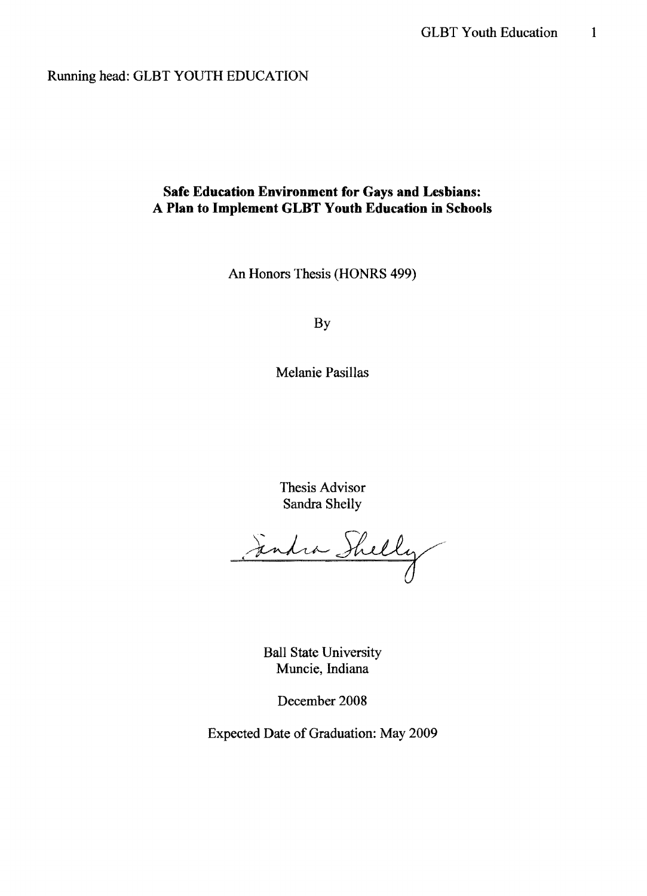Running head: GLBT YOUTH EDUCATION

# Safe Education Environment for Gays and Lesbians: A Plan to Implement GLBT Youth Education in Schools

An Honors Thesis (HONRS 499)

By

Melanie Pasillas

Thesis Advisor
Sandra Shelly

Ball State University
Muncie, Indiana

December 2008

Expected Date of Graduation: May 2009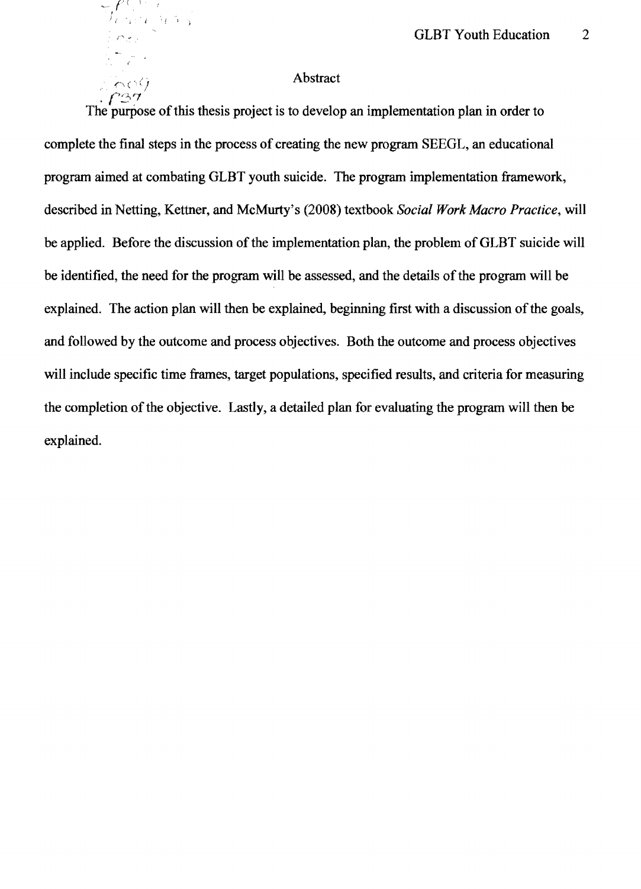## Abstract

The purpose of this thesis project is to develop an implementation plan in order to complete the final steps in the process of creating the new program SEEGL, an educational program aimed at combating GLBT youth suicide. The program implementation framework, described in Netting, Kettner, and McMurty's (2008) textbook *Social Work Macro Practice*, will be applied. Before the discussion of the implementation plan, the problem of GLBT suicide will be identified, the need for the program will be assessed, and the details of the program will be explained. The action plan will then be explained, beginning first with a discussion of the goals, and followed by the outcome and process objectives. Both the outcome and process objectives will include specific time frames, target populations, specified results, and criteria for measuring the completion of the objective. Lastly, a detailed plan for evaluating the program will then be explained.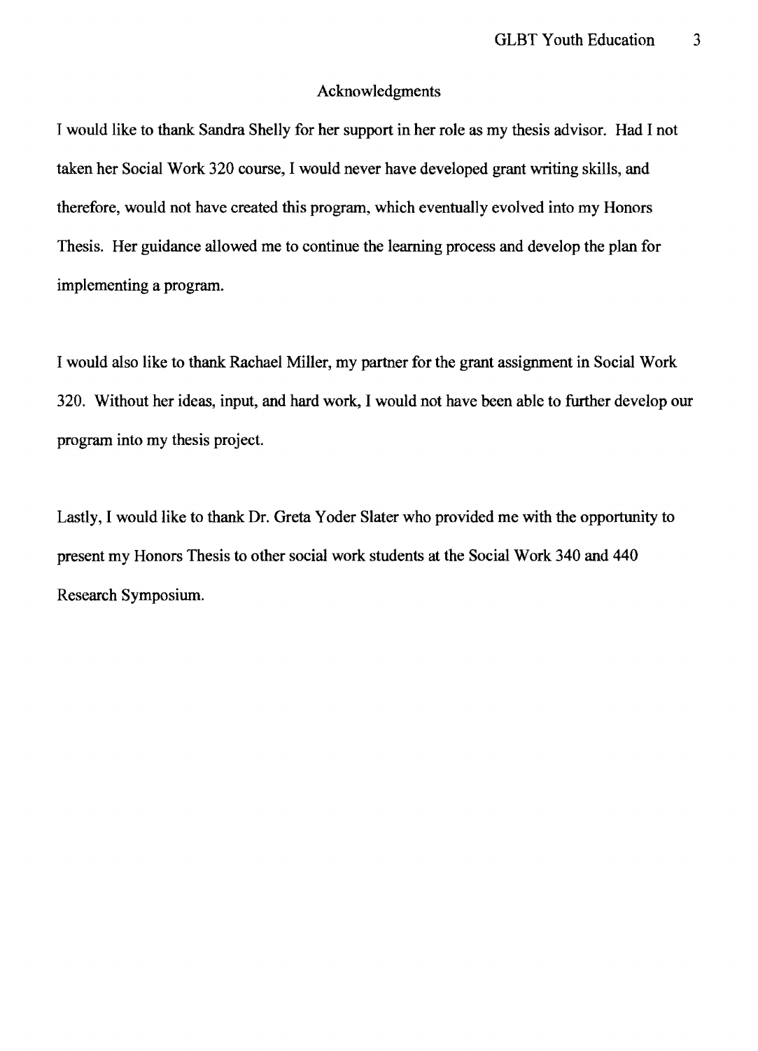# Acknowledgments

I would like to thank Sandra Shelly for her support in her role as my thesis advisor. Had I not taken her Social Work 320 course, I would never have developed grant writing skills, and therefore, would not have created this program, which eventually evolved into my Honors Thesis. Her guidance allowed me to continue the learning process and develop the plan for implementing a program.

I would also like to thank Rachael Miller, my partner for the grant assignment in Social Work 320. Without her ideas, input, and hard work, I would not have been able to further develop our program into my thesis project.

Lastly, I would like to thank Dr. Greta Yoder Slater who provided me with the opportunity to present my Honors Thesis to other social work students at the Social Work 340 and 440 Research Symposium.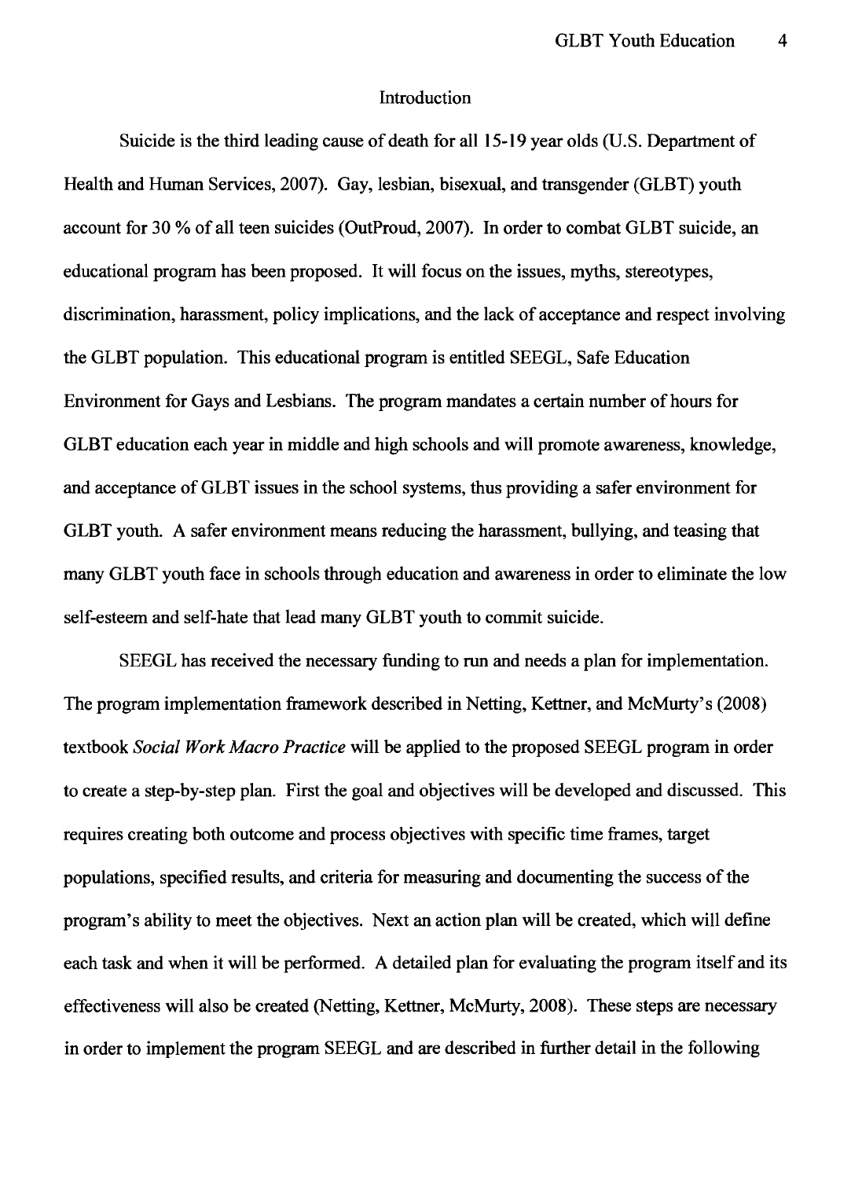## Introduction

Suicide is the third leading cause of death for all 15-19 year olds (U.S. Department of Health and Human Services, 2007). Gay, lesbian, bisexual, and transgender (GLBT) youth account for 30 % of all teen suicides (OutProud, 2007). In order to combat GLBT suicide, an educational program has been proposed. It will focus on the issues, myths, stereotypes, discrimination, harassment, policy implications, and the lack of acceptance and respect involving the GLBT population. This educational program is entitled SEEGL, Safe Education Environment for Gays and Lesbians. The program mandates a certain number of hours for GLBT education each year in middle and high schools and will promote awareness, knowledge, and acceptance of GLBT issues in the school systems, thus providing a safer environment for GLBT youth. A safer environment means reducing the harassment, bullying, and teasing that many GLBT youth face in schools through education and awareness in order to eliminate the low self-esteem and self-hate that lead many GLBT youth to commit suicide.

SEEGL has received the necessary funding to run and needs a plan for implementation. The program implementation framework described in Netting, Kettner, and McMurty's (2008) textbook *Social Work Macro Practice* will be applied to the proposed SEEGL program in order to create a step-by-step plan. First the goal and objectives will be developed and discussed. This requires creating both outcome and process objectives with specific time frames, target populations, specified results, and criteria for measuring and documenting the success of the program's ability to meet the objectives. Next an action plan will be created, which will define each task and when it will be performed. A detailed plan for evaluating the program itself and its effectiveness will also be created (Netting, Kettner, McMurty, 2008). These steps are necessary in order to implement the program SEEGL and are described in further detail in the following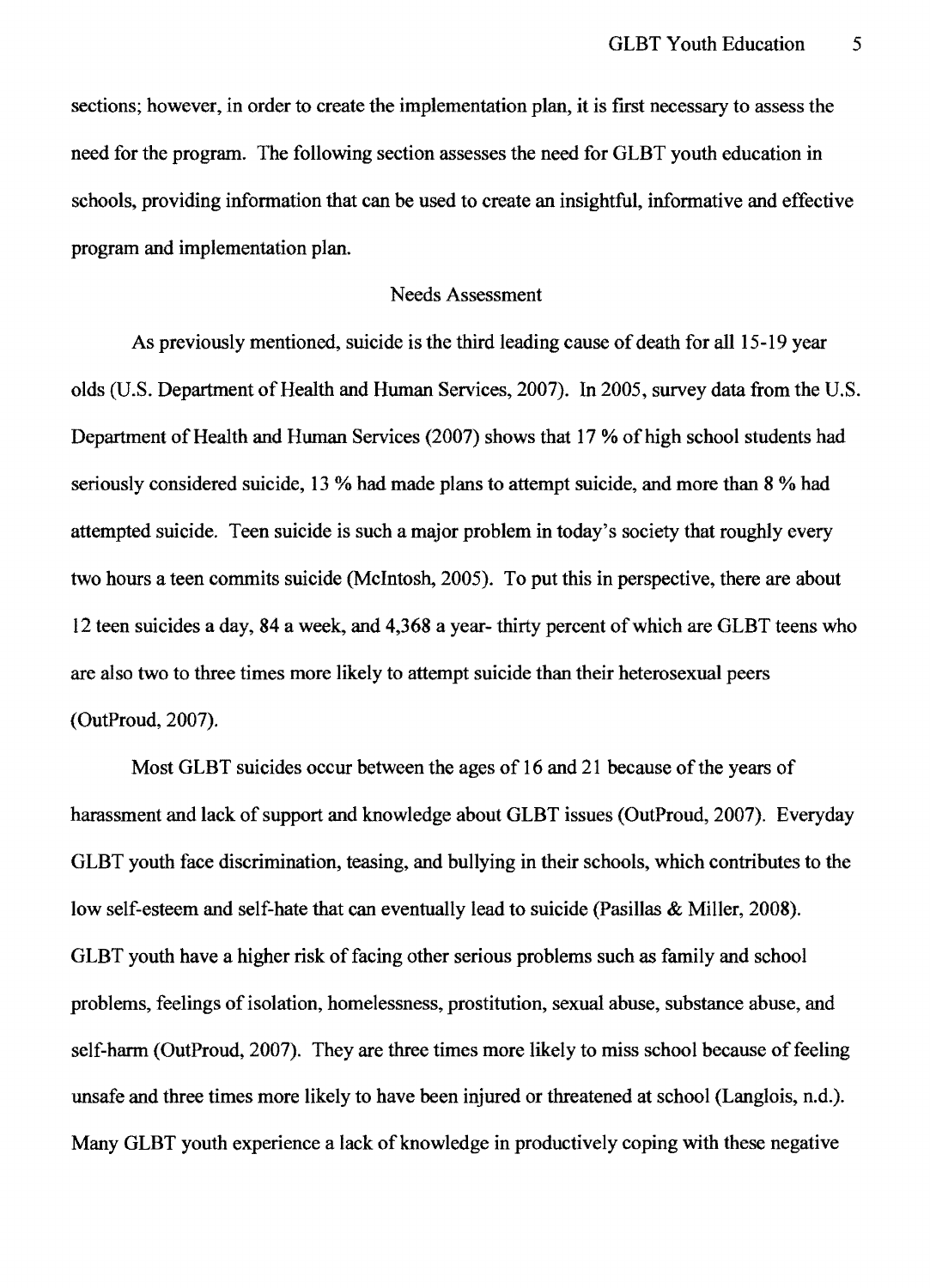sections; however, in order to create the implementation plan, it is first necessary to assess the need for the program. The following section assesses the need for GLBT youth education in schools, providing information that can be used to create an insightful, informative and effective program and implementation plan.

## Needs Assessment

As previously mentioned, suicide is the third leading cause of death for all 15-19 year olds (U.S. Department of Health and Human Services, 2007). In 2005, survey data from the U.S. Department of Health and Human Services (2007) shows that 17 % of high school students had seriously considered suicide, 13 % had made plans to attempt suicide, and more than 8 % had attempted suicide. Teen suicide is such a major problem in today's society that roughly every two hours a teen commits suicide (McIntosh, 2005). To put this in perspective, there are about 12 teen suicides a day, 84 a week, and 4,368 a year- thirty percent of which are GLBT teens who are also two to three times more likely to attempt suicide than their heterosexual peers (OutProud, 2007).

Most GLBT suicides occur between the ages of 16 and 21 because of the years of harassment and lack of support and knowledge about GLBT issues (OutProud, 2007). Everyday GLBT youth face discrimination, teasing, and bullying in their schools, which contributes to the low self-esteem and self-hate that can eventually lead to suicide (Pasillas & Miller, 2008). GLBT youth have a higher risk of facing other serious problems such as family and school problems, feelings of isolation, homelessness, prostitution, sexual abuse, substance abuse, and self-harm (OutProud, 2007). They are three times more likely to miss school because of feeling unsafe and three times more likely to have been injured or threatened at school (Langlois, n.d.). Many GLBT youth experience a lack of knowledge in productively coping with these negative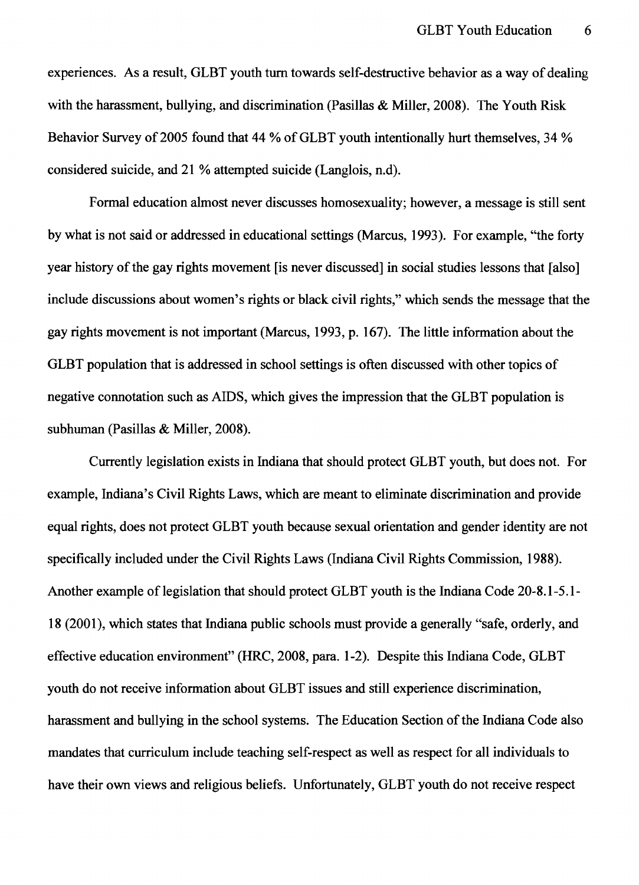experiences. As a result, GLBT youth turn towards self-destructive behavior as a way of dealing with the harassment, bullying, and discrimination (Pasillas & Miller, 2008). The Youth Risk Behavior Survey of 2005 found that 44 % of GLBT youth intentionally hurt themselves, 34 % considered suicide, and 21 % attempted suicide (Langlois, n.d).

Formal education almost never discusses homosexuality; however, a message is still sent by what is not said or addressed in educational settings (Marcus, 1993). For example, "the forty year history of the gay rights movement [is never discussed] in social studies lessons that [also] include discussions about women's rights or black civil rights," which sends the message that the gay rights movement is not important (Marcus, 1993, p. 167). The little information about the GLBT population that is addressed in school settings is often discussed with other topics of negative connotation such as AIDS, which gives the impression that the GLBT population is subhuman (Pasillas & Miller, 2008).

Currently legislation exists in Indiana that should protect GLBT youth, but does not. For example, Indiana's Civil Rights Laws, which are meant to eliminate discrimination and provide equal rights, does not protect GLBT youth because sexual orientation and gender identity are not specifically included under the Civil Rights Laws (Indiana Civil Rights Commission, 1988). Another example of legislation that should protect GLBT youth is the Indiana Code 20-8.1-5.1-18 (2001), which states that Indiana public schools must provide a generally "safe, orderly, and effective education environment" (HRC, 2008, para. 1-2). Despite this Indiana Code, GLBT youth do not receive information about GLBT issues and still experience discrimination, harassment and bullying in the school systems. The Education Section of the Indiana Code also mandates that curriculum include teaching self-respect as well as respect for all individuals to have their own views and religious beliefs. Unfortunately, GLBT youth do not receive respect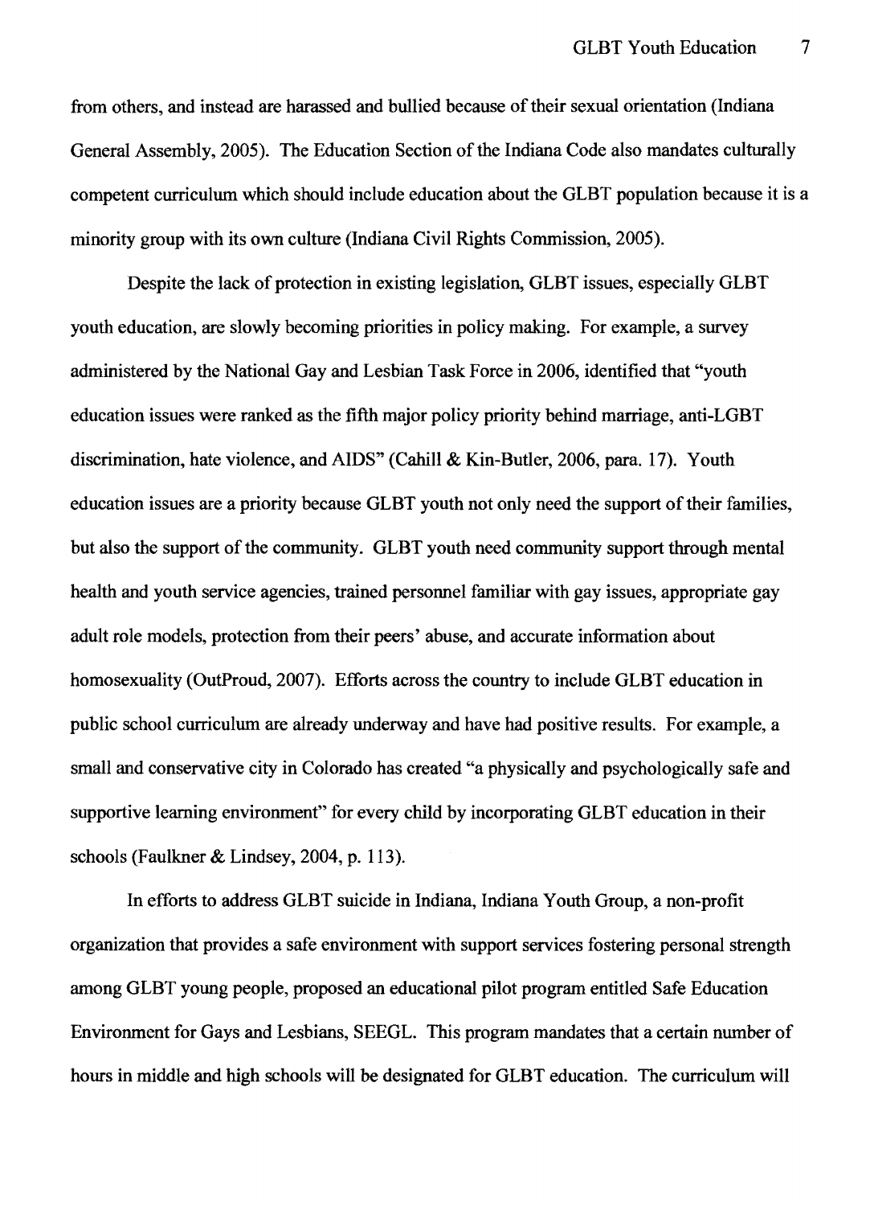from others, and instead are harassed and bullied because of their sexual orientation (Indiana General Assembly, 2005). The Education Section of the Indiana Code also mandates culturally competent curriculum which should include education about the GLBT population because it is a minority group with its own culture (Indiana Civil Rights Commission, 2005).

Despite the lack of protection in existing legislation, GLBT issues, especially GLBT youth education, are slowly becoming priorities in policy making. For example, a survey administered by the National Gay and Lesbian Task Force in 2006, identified that "youth education issues were ranked as the fifth major policy priority behind marriage, anti-LGBT discrimination, hate violence, and AIDS" (Cahill & Kin-Butler, 2006, para. 17). Youth education issues are a priority because GLBT youth not only need the support of their families, but also the support of the community. GLBT youth need community support through mental health and youth service agencies, trained personnel familiar with gay issues, appropriate gay adult role models, protection from their peers' abuse, and accurate information about homosexuality (OutProud, 2007). Efforts across the country to include GLBT education in public school curriculum are already underway and have had positive results. For example, a small and conservative city in Colorado has created "a physically and psychologically safe and supportive learning environment" for every child by incorporating GLBT education in their schools (Faulkner & Lindsey, 2004, p. 113).

In efforts to address GLBT suicide in Indiana, Indiana Youth Group, a non-profit organization that provides a safe environment with support services fostering personal strength among GLBT young people, proposed an educational pilot program entitled Safe Education Environment for Gays and Lesbians, SEEGL. This program mandates that a certain number of hours in middle and high schools will be designated for GLBT education. The curriculum will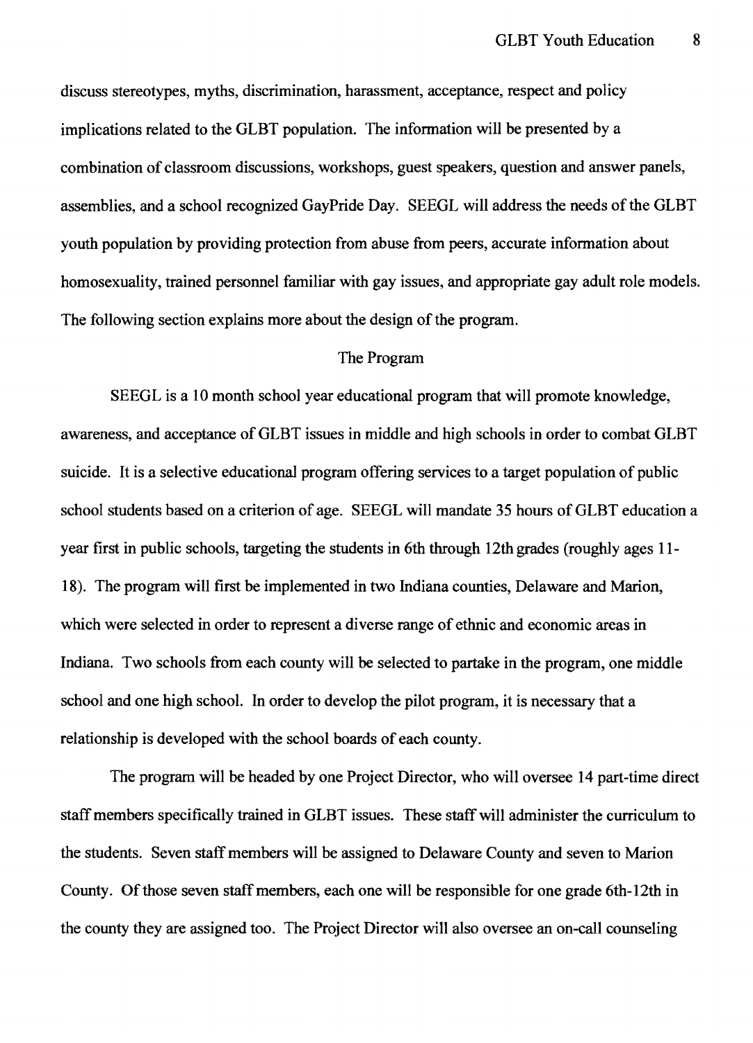discuss stereotypes, myths, discrimination, harassment, acceptance, respect and policy implications related to the GLBT population. The information will be presented by a combination of classroom discussions, workshops, guest speakers, question and answer panels, assemblies, and a school recognized GayPride Day. SEEGL will address the needs of the GLBT youth population by providing protection from abuse from peers, accurate information about homosexuality, trained personnel familiar with gay issues, and appropriate gay adult role models. The following section explains more about the design of the program.

## The Program

SEEGL is a 10 month school year educational program that will promote knowledge, awareness, and acceptance of GLBT issues in middle and high schools in order to combat GLBT suicide. It is a selective educational program offering services to a target population of public school students based on a criterion of age. SEEGL will mandate 35 hours of GLBT education a year first in public schools, targeting the students in 6th through 12th grades (roughly ages 11-18). The program will first be implemented in two Indiana counties, Delaware and Marion, which were selected in order to represent a diverse range of ethnic and economic areas in Indiana. Two schools from each county will be selected to partake in the program, one middle school and one high school. In order to develop the pilot program, it is necessary that a relationship is developed with the school boards of each county.

The program will be headed by one Project Director, who will oversee 14 part-time direct staff members specifically trained in GLBT issues. These staff will administer the curriculum to the students. Seven staff members will be assigned to Delaware County and seven to Marion County. Of those seven staff members, each one will be responsible for one grade 6th-12th in the county they are assigned too. The Project Director will also oversee an on-call counseling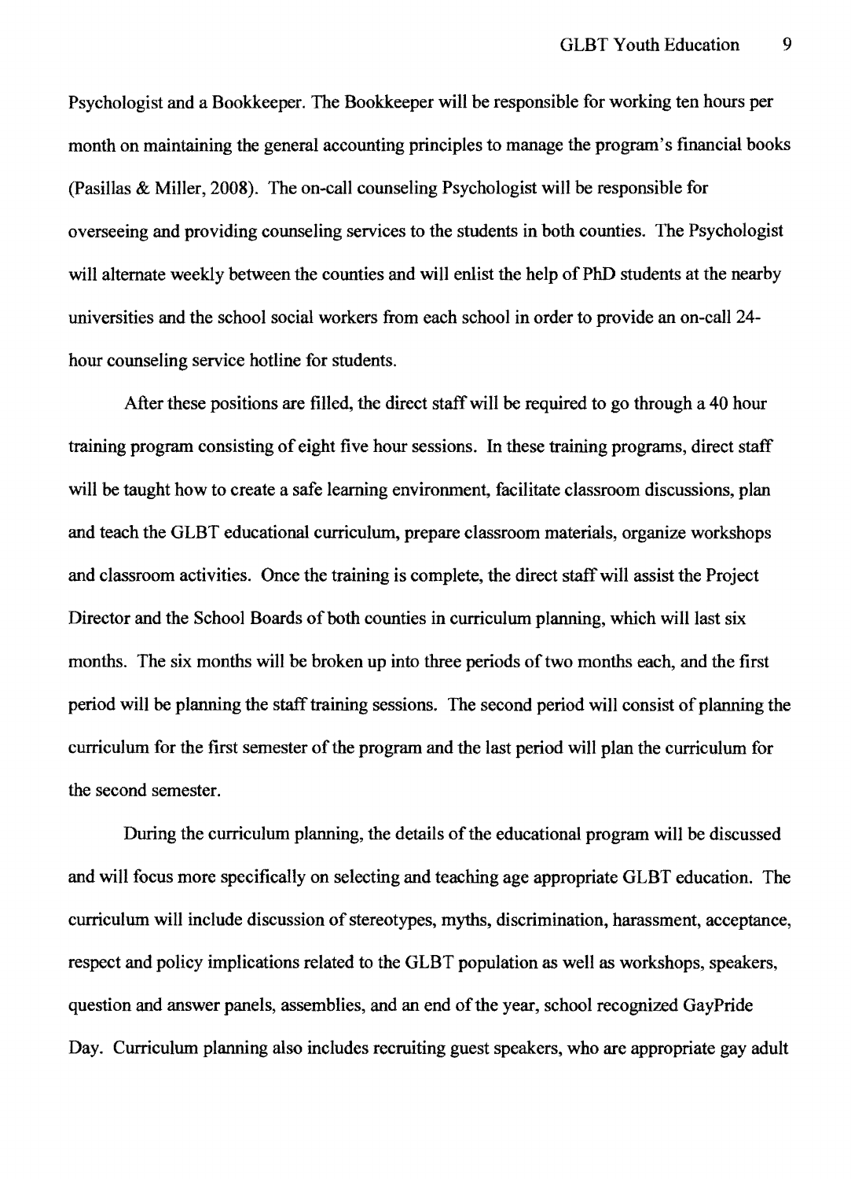Psychologist and a Bookkeeper. The Bookkeeper will be responsible for working ten hours per month on maintaining the general accounting principles to manage the program's financial books (Pasillas & Miller, 2008). The on-call counseling Psychologist will be responsible for overseeing and providing counseling services to the students in both counties. The Psychologist will alternate weekly between the counties and will enlist the help of PhD students at the nearby universities and the school social workers from each school in order to provide an on-call 24-hour counseling service hotline for students.

After these positions are filled, the direct staff will be required to go through a 40 hour training program consisting of eight five hour sessions. In these training programs, direct staff will be taught how to create a safe learning environment, facilitate classroom discussions, plan and teach the GLBT educational curriculum, prepare classroom materials, organize workshops and classroom activities. Once the training is complete, the direct staff will assist the Project Director and the School Boards of both counties in curriculum planning, which will last six months. The six months will be broken up into three periods of two months each, and the first period will be planning the staff training sessions. The second period will consist of planning the curriculum for the first semester of the program and the last period will plan the curriculum for the second semester.

During the curriculum planning, the details of the educational program will be discussed and will focus more specifically on selecting and teaching age appropriate GLBT education. The curriculum will include discussion of stereotypes, myths, discrimination, harassment, acceptance, respect and policy implications related to the GLBT population as well as workshops, speakers, question and answer panels, assemblies, and an end of the year, school recognized GayPride Day. Curriculum planning also includes recruiting guest speakers, who are appropriate gay adult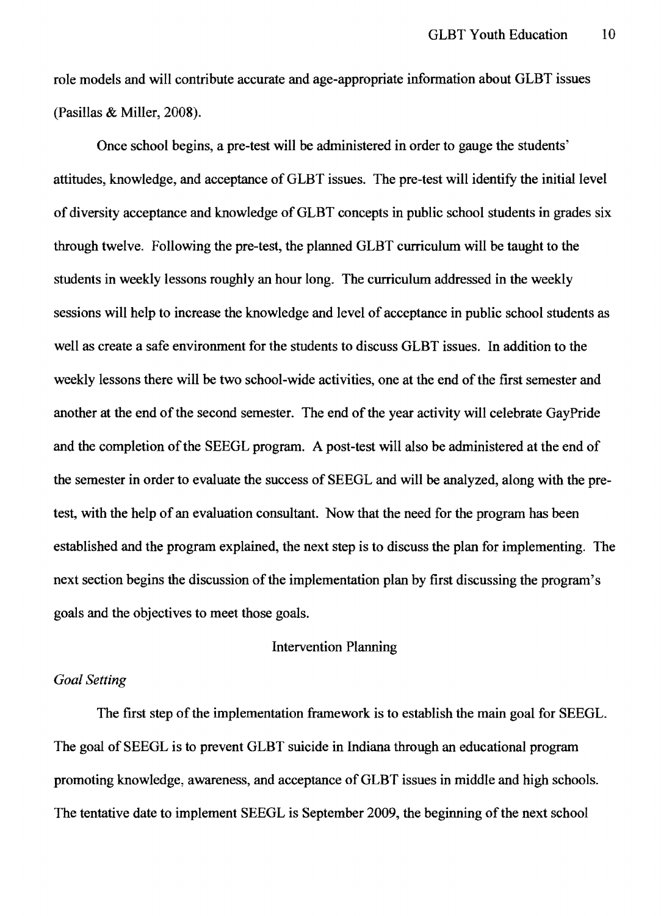role models and will contribute accurate and age-appropriate information about GLBT issues (Pasillas & Miller, 2008).

Once school begins, a pre-test will be administered in order to gauge the students' attitudes, knowledge, and acceptance of GLBT issues. The pre-test will identify the initial level of diversity acceptance and knowledge of GLBT concepts in public school students in grades six through twelve. Following the pre-test, the planned GLBT curriculum will be taught to the students in weekly lessons roughly an hour long. The curriculum addressed in the weekly sessions will help to increase the knowledge and level of acceptance in public school students as well as create a safe environment for the students to discuss GLBT issues. In addition to the weekly lessons there will be two school-wide activities, one at the end of the first semester and another at the end of the second semester. The end of the year activity will celebrate GayPride and the completion of the SEEGL program. A post-test will also be administered at the end of the semester in order to evaluate the success of SEEGL and will be analyzed, along with the pre-test, with the help of an evaluation consultant. Now that the need for the program has been established and the program explained, the next step is to discuss the plan for implementing. The next section begins the discussion of the implementation plan by first discussing the program's goals and the objectives to meet those goals.

## Intervention Planning

### *Goal Setting*

The first step of the implementation framework is to establish the main goal for SEEGL. The goal of SEEGL is to prevent GLBT suicide in Indiana through an educational program promoting knowledge, awareness, and acceptance of GLBT issues in middle and high schools. The tentative date to implement SEEGL is September 2009, the beginning of the next school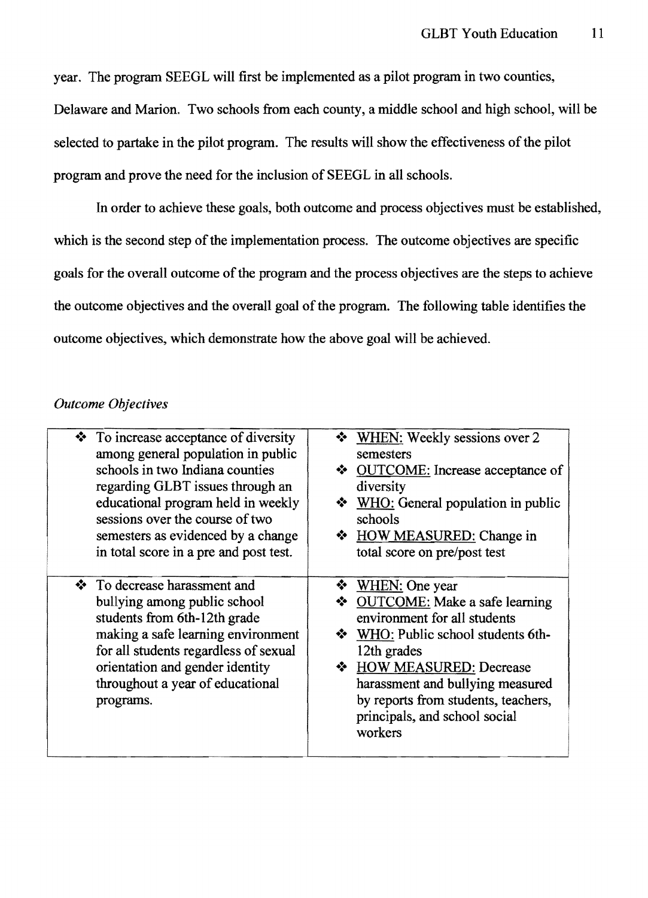year. The program SEEGL will first be implemented as a pilot program in two counties, Delaware and Marion. Two schools from each county, a middle school and high school, will be selected to partake in the pilot program. The results will show the effectiveness of the pilot program and prove the need for the inclusion of SEEGL in all schools.

In order to achieve these goals, both outcome and process objectives must be established, which is the second step of the implementation process. The outcome objectives are specific goals for the overall outcome of the program and the process objectives are the steps to achieve the outcome objectives and the overall goal of the program. The following table identifies the outcome objectives, which demonstrate how the above goal will be achieved.

*Outcome Objectives*

| | |
|---|---|
| ❖ To increase acceptance of diversity among general population in public schools in two Indiana counties regarding GLBT issues through an educational program held in weekly sessions over the course of two semesters as evidenced by a change in total score in a pre and post test. | ❖ WHEN: Weekly sessions over 2 semesters<br>❖ OUTCOME: Increase acceptance of diversity<br>❖ WHO: General population in public schools<br>❖ HOW MEASURED: Change in total score on pre/post test |
| ❖ To decrease harassment and bullying among public school students from 6th-12th grade making a safe learning environment for all students regardless of sexual orientation and gender identity throughout a year of educational programs. | ❖ WHEN: One year<br>❖ OUTCOME: Make a safe learning environment for all students<br>❖ WHO: Public school students 6th-12th grades<br>❖ HOW MEASURED: Decrease harassment and bullying measured by reports from students, teachers, principals, and school social workers |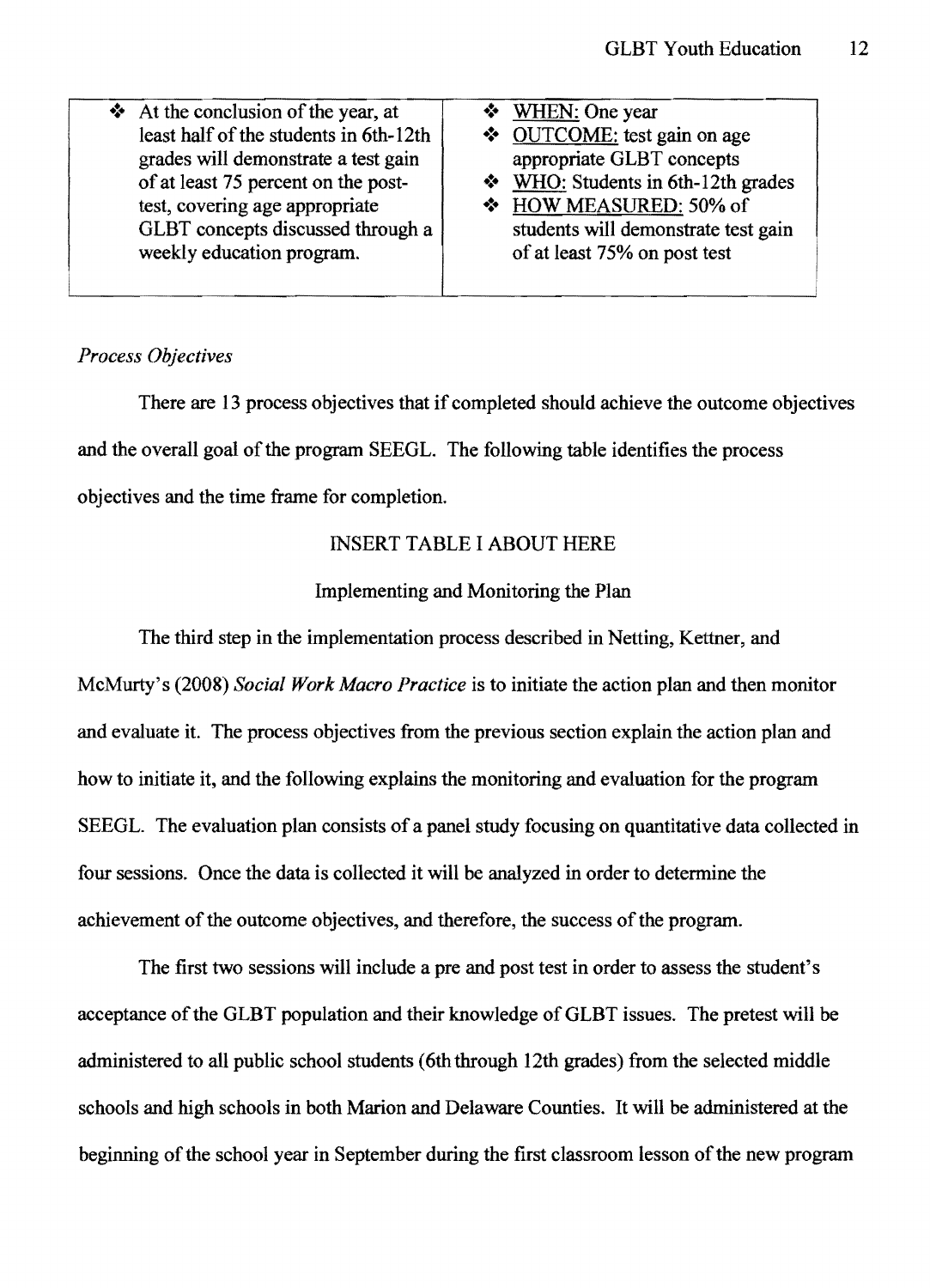| | |
|---|---|
| ❖ At the conclusion of the year, at least half of the students in 6th-12th grades will demonstrate a test gain of at least 75 percent on the post-test, covering age appropriate GLBT concepts discussed through a weekly education program. | ❖ <u>WHEN:</u> One year<br>❖ <u>OUTCOME:</u> test gain on age appropriate GLBT concepts<br>❖ <u>WHO:</u> Students in 6th-12th grades<br>❖ <u>HOW MEASURED:</u> 50% of students will demonstrate test gain of at least 75% on post test |

*Process Objectives*

There are 13 process objectives that if completed should achieve the outcome objectives and the overall goal of the program SEEGL. The following table identifies the process objectives and the time frame for completion.

INSERT TABLE I ABOUT HERE

## Implementing and Monitoring the Plan

The third step in the implementation process described in Netting, Kettner, and McMurty's (2008) *Social Work Macro Practice* is to initiate the action plan and then monitor and evaluate it. The process objectives from the previous section explain the action plan and how to initiate it, and the following explains the monitoring and evaluation for the program SEEGL. The evaluation plan consists of a panel study focusing on quantitative data collected in four sessions. Once the data is collected it will be analyzed in order to determine the achievement of the outcome objectives, and therefore, the success of the program.

The first two sessions will include a pre and post test in order to assess the student's acceptance of the GLBT population and their knowledge of GLBT issues. The pretest will be administered to all public school students (6th through 12th grades) from the selected middle schools and high schools in both Marion and Delaware Counties. It will be administered at the beginning of the school year in September during the first classroom lesson of the new program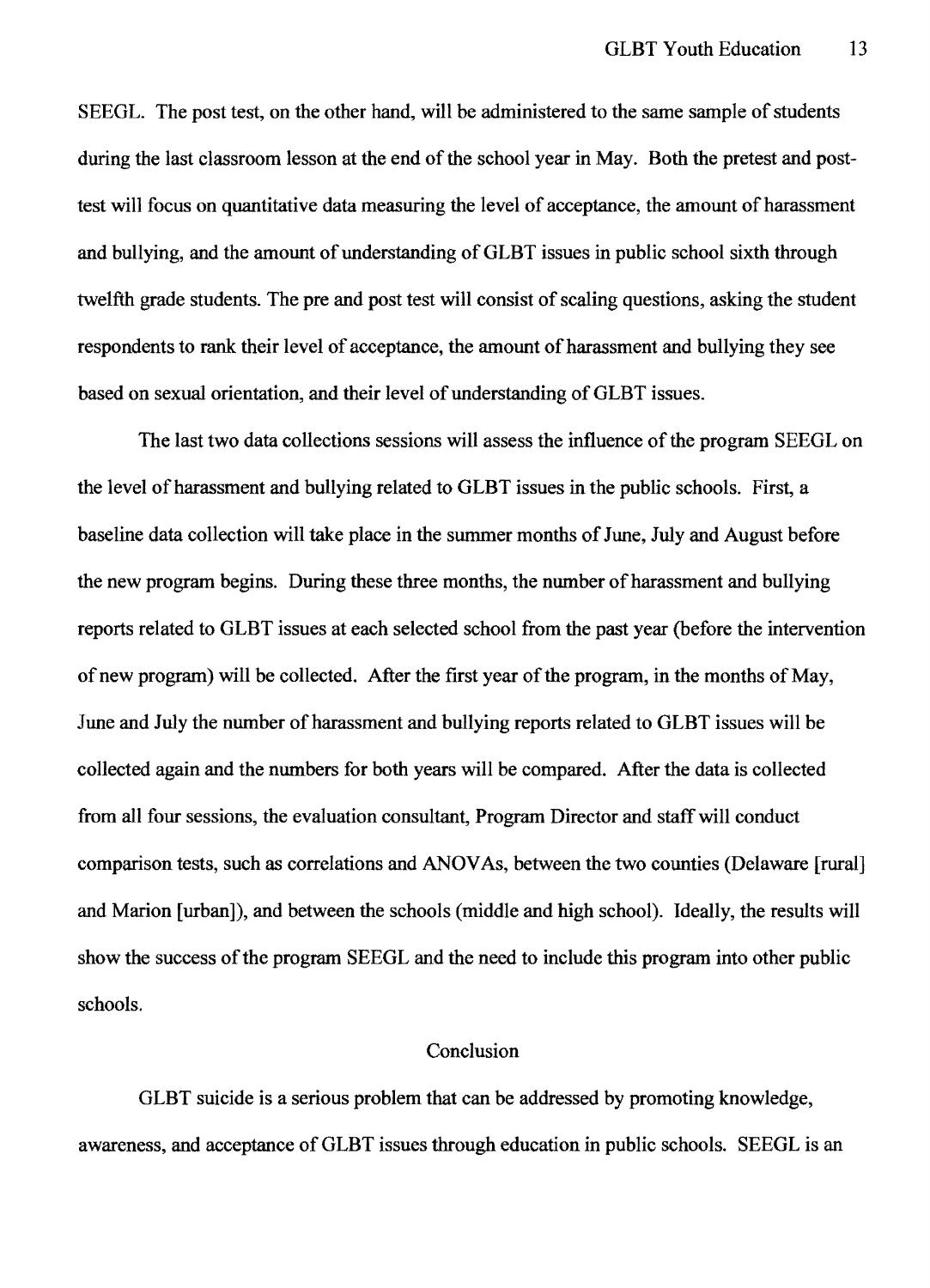SEEGL. The post test, on the other hand, will be administered to the same sample of students during the last classroom lesson at the end of the school year in May. Both the pretest and post-test will focus on quantitative data measuring the level of acceptance, the amount of harassment and bullying, and the amount of understanding of GLBT issues in public school sixth through twelfth grade students. The pre and post test will consist of scaling questions, asking the student respondents to rank their level of acceptance, the amount of harassment and bullying they see based on sexual orientation, and their level of understanding of GLBT issues.

The last two data collections sessions will assess the influence of the program SEEGL on the level of harassment and bullying related to GLBT issues in the public schools. First, a baseline data collection will take place in the summer months of June, July and August before the new program begins. During these three months, the number of harassment and bullying reports related to GLBT issues at each selected school from the past year (before the intervention of new program) will be collected. After the first year of the program, in the months of May, June and July the number of harassment and bullying reports related to GLBT issues will be collected again and the numbers for both years will be compared. After the data is collected from all four sessions, the evaluation consultant, Program Director and staff will conduct comparison tests, such as correlations and ANOVAs, between the two counties (Delaware [rural] and Marion [urban]), and between the schools (middle and high school). Ideally, the results will show the success of the program SEEGL and the need to include this program into other public schools.

## Conclusion

GLBT suicide is a serious problem that can be addressed by promoting knowledge, awareness, and acceptance of GLBT issues through education in public schools. SEEGL is an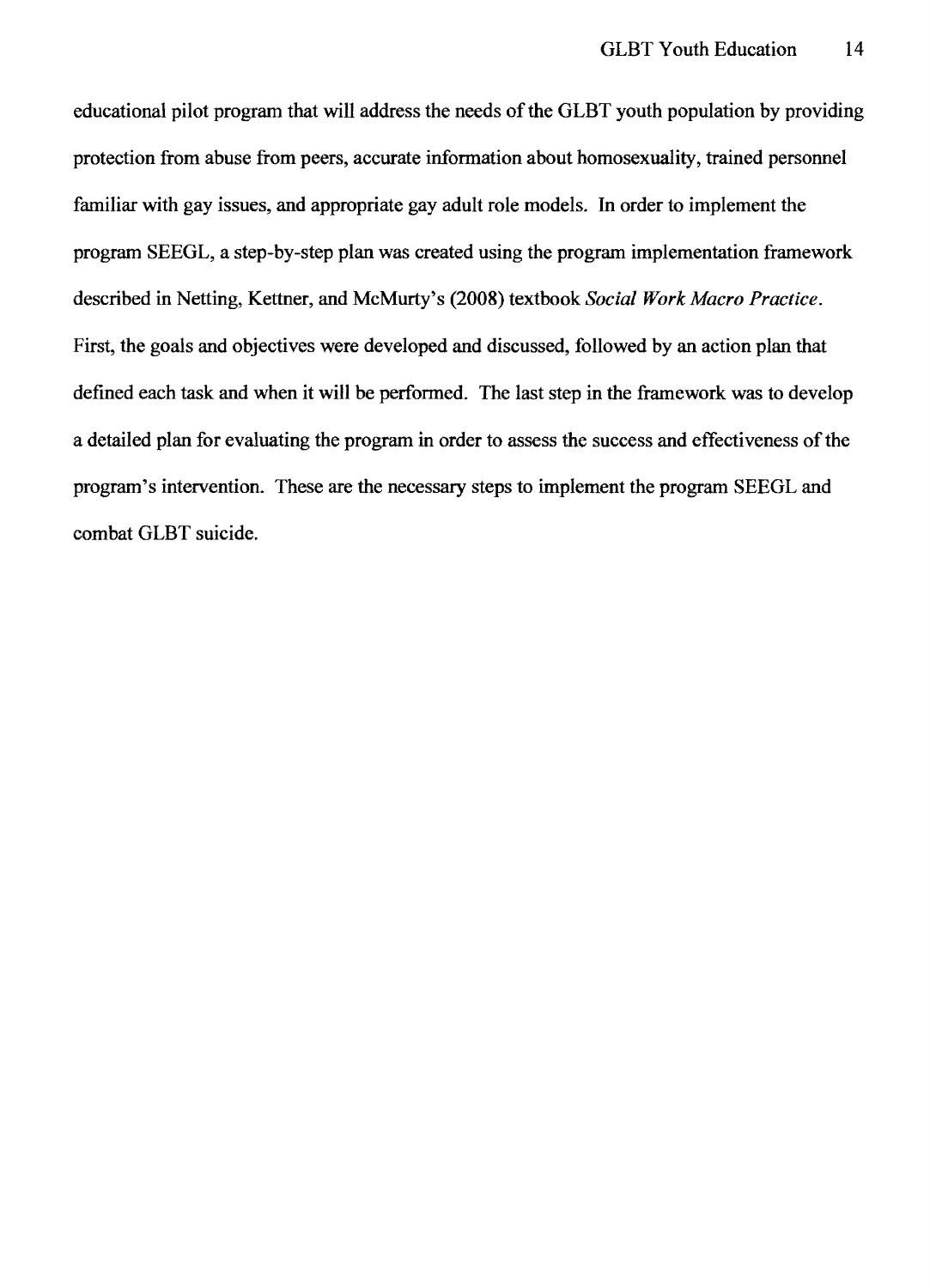educational pilot program that will address the needs of the GLBT youth population by providing protection from abuse from peers, accurate information about homosexuality, trained personnel familiar with gay issues, and appropriate gay adult role models. In order to implement the program SEEGL, a step-by-step plan was created using the program implementation framework described in Netting, Kettner, and McMurty's (2008) textbook *Social Work Macro Practice*. First, the goals and objectives were developed and discussed, followed by an action plan that defined each task and when it will be performed. The last step in the framework was to develop a detailed plan for evaluating the program in order to assess the success and effectiveness of the program's intervention. These are the necessary steps to implement the program SEEGL and combat GLBT suicide.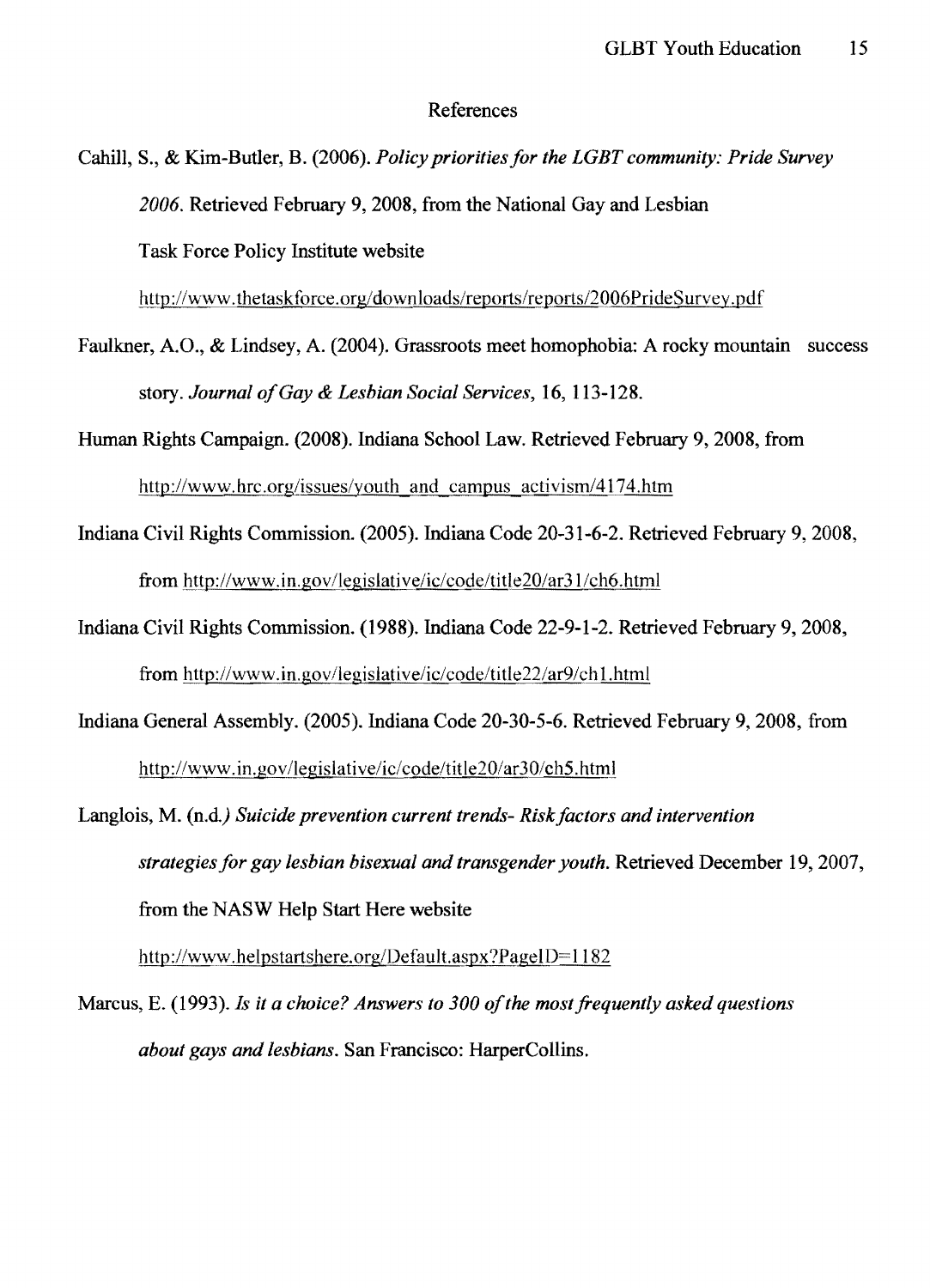# References

Cahill, S., & Kim-Butler, B. (2006). *Policy priorities for the LGBT community: Pride Survey 2006.* Retrieved February 9, 2008, from the National Gay and Lesbian Task Force Policy Institute website http://www.thetaskforce.org/downloads/reports/reports/2006PrideSurvey.pdf

Faulkner, A.O., & Lindsey, A. (2004). Grassroots meet homophobia: A rocky mountain success story. *Journal of Gay & Lesbian Social Services*, 16, 113-128.

Human Rights Campaign. (2008). Indiana School Law. Retrieved February 9, 2008, from http://www.hrc.org/issues/youth_and_campus_activism/4174.htm

Indiana Civil Rights Commission. (2005). Indiana Code 20-31-6-2. Retrieved February 9, 2008, from http://www.in.gov/legislative/ic/code/title20/ar31/ch6.html

Indiana Civil Rights Commission. (1988). Indiana Code 22-9-1-2. Retrieved February 9, 2008, from http://www.in.gov/legislative/ic/code/title22/ar9/ch1.html

Indiana General Assembly. (2005). Indiana Code 20-30-5-6. Retrieved February 9, 2008, from http://www.in.gov/legislative/ic/code/title20/ar30/ch5.html

Langlois, M. (n.d.*) Suicide prevention current trends- Risk factors and intervention strategies for gay lesbian bisexual and transgender youth.* Retrieved December 19, 2007, from the NASW Help Start Here website http://www.helpstartshere.org/Default.aspx?PageID=1182

Marcus, E. (1993). *Is it a choice? Answers to 300 of the most frequently asked questions about gays and lesbians.* San Francisco: HarperCollins.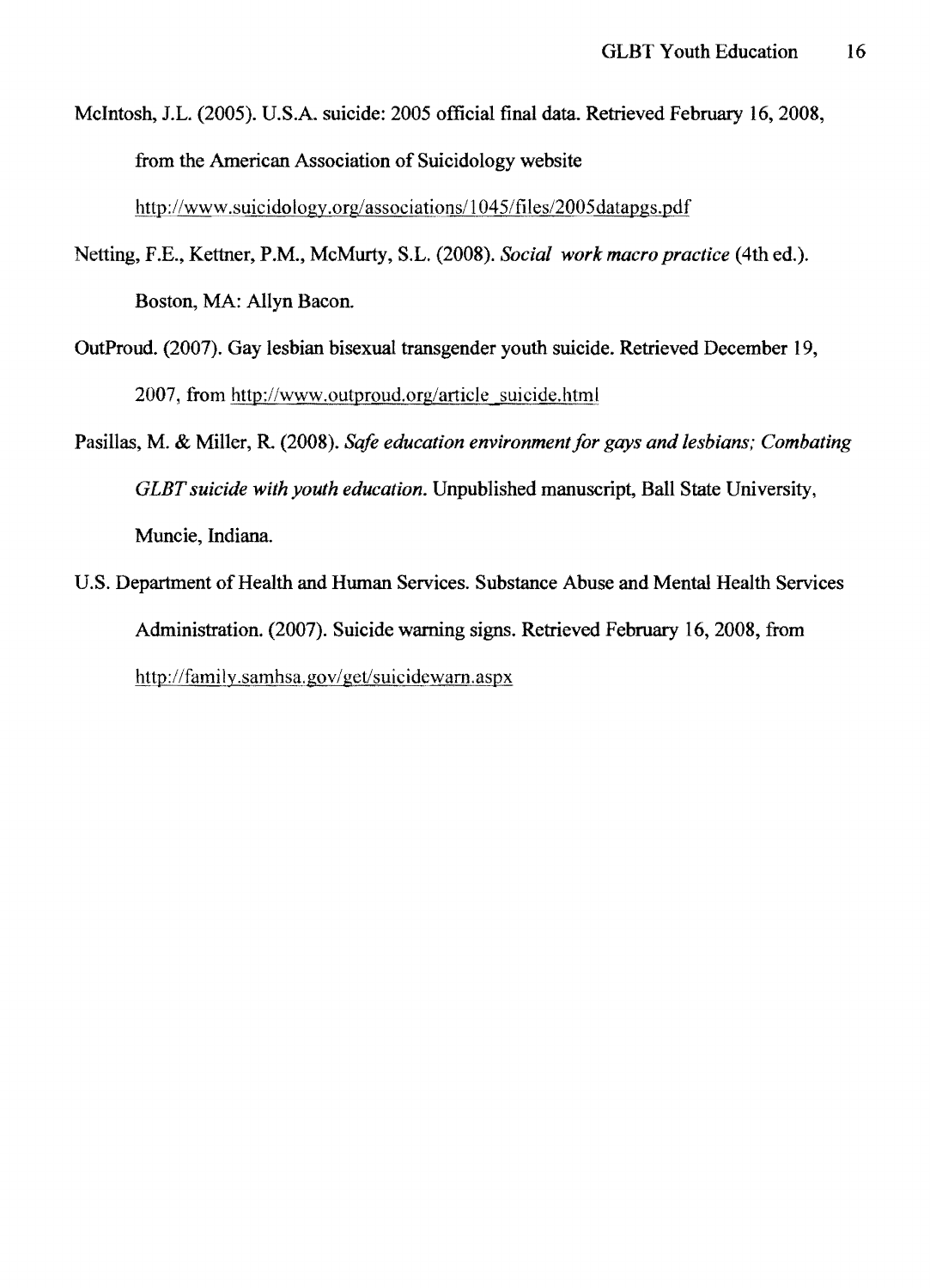McIntosh, J.L. (2005). U.S.A. suicide: 2005 official final data. Retrieved February 16, 2008, from the American Association of Suicidology website http://www.suicidology.org/associations/1045/files/2005datapgs.pdf

Netting, F.E., Kettner, P.M., McMurty, S.L. (2008). *Social work macro practice* (4th ed.). Boston, MA: Allyn Bacon.

OutProud. (2007). Gay lesbian bisexual transgender youth suicide. Retrieved December 19, 2007, from http://www.outproud.org/article_suicide.html

Pasillas, M. & Miller, R. (2008). *Safe education environment for gays and lesbians; Combating GLBT suicide with youth education.* Unpublished manuscript, Ball State University, Muncie, Indiana.

U.S. Department of Health and Human Services. Substance Abuse and Mental Health Services Administration. (2007). Suicide warning signs. Retrieved February 16, 2008, from http://family.samhsa.gov/get/suicidewarn.aspx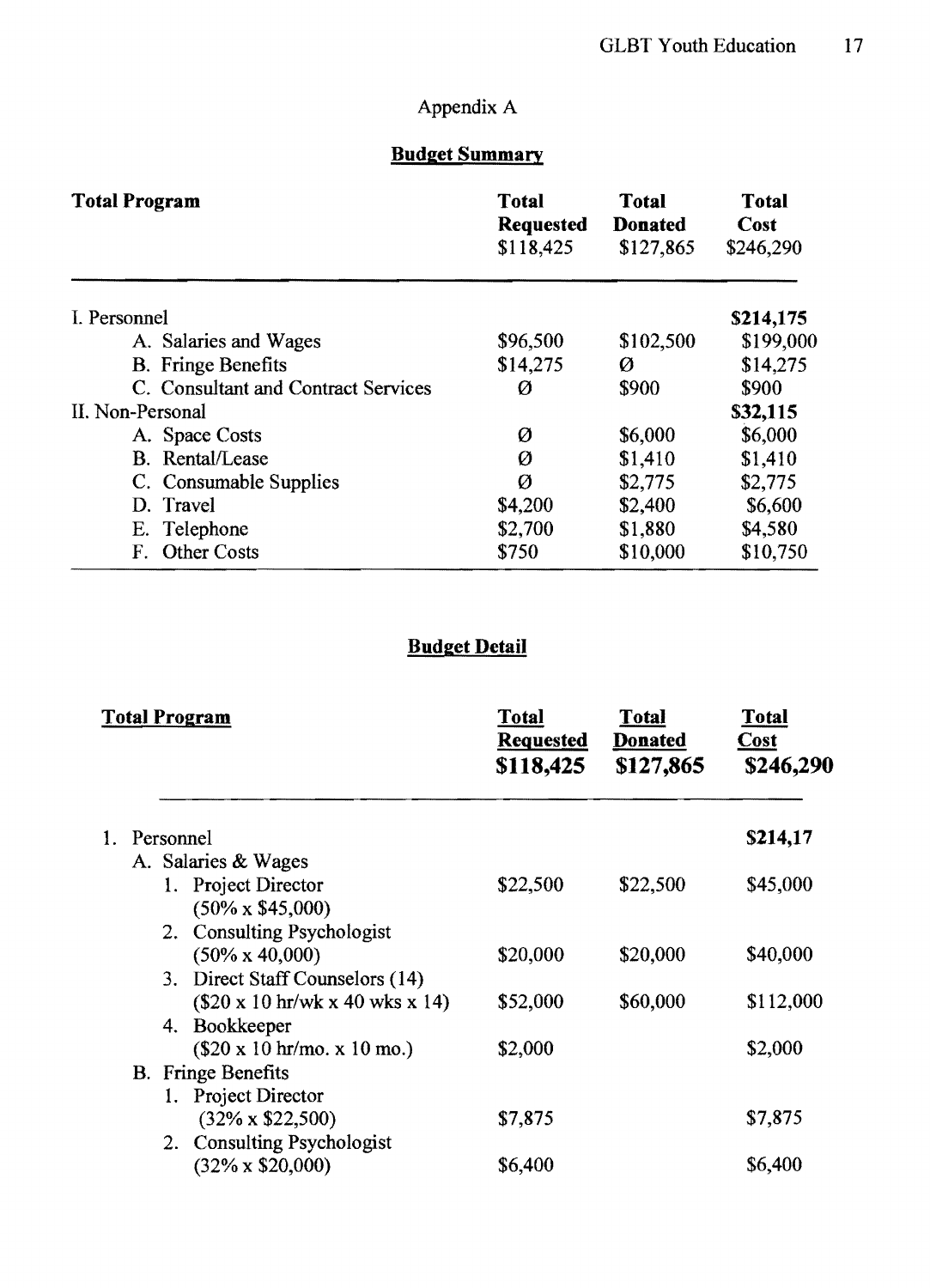Appendix A

**Budget Summary**

| Total Program | Total Requested $118,425 | Total Donated $127,865 | Total Cost $246,290 |
|---|---|---|---|
| I. Personnel | | | **$214,175** |
| A. Salaries and Wages | $96,500 | $102,500 | $199,000 |
| B. Fringe Benefits | $14,275 | Ø | $14,275 |
| C. Consultant and Contract Services | Ø | $900 | $900 |
| II. Non-Personal | | | **$32,115** |
| A. Space Costs | Ø | $6,000 | $6,000 |
| B. Rental/Lease | Ø | $1,410 | $1,410 |
| C. Consumable Supplies | Ø | $2,775 | $2,775 |
| D. Travel | $4,200 | $2,400 | $6,600 |
| E. Telephone | $2,700 | $1,880 | $4,580 |
| F. Other Costs | $750 | $10,000 | $10,750 |

**Budget Detail**

| Total Program | Total Requested **$118,425** | Total Donated **$127,865** | Total Cost **$246,290** |
|---|---|---|---|
| 1. Personnel | | | **$214,17** |
| A. Salaries & Wages | | | |
| 1. Project Director (50% x $45,000) | $22,500 | $22,500 | $45,000 |
| 2. Consulting Psychologist (50% x 40,000) | $20,000 | $20,000 | $40,000 |
| 3. Direct Staff Counselors (14) ($20 x 10 hr/wk x 40 wks x 14) | $52,000 | $60,000 | $112,000 |
| 4. Bookkeeper ($20 x 10 hr/mo. x 10 mo.) | $2,000 | | $2,000 |
| B. Fringe Benefits | | | |
| 1. Project Director (32% x $22,500) | $7,875 | | $7,875 |
| 2. Consulting Psychologist (32% x $20,000) | $6,400 | | $6,400 |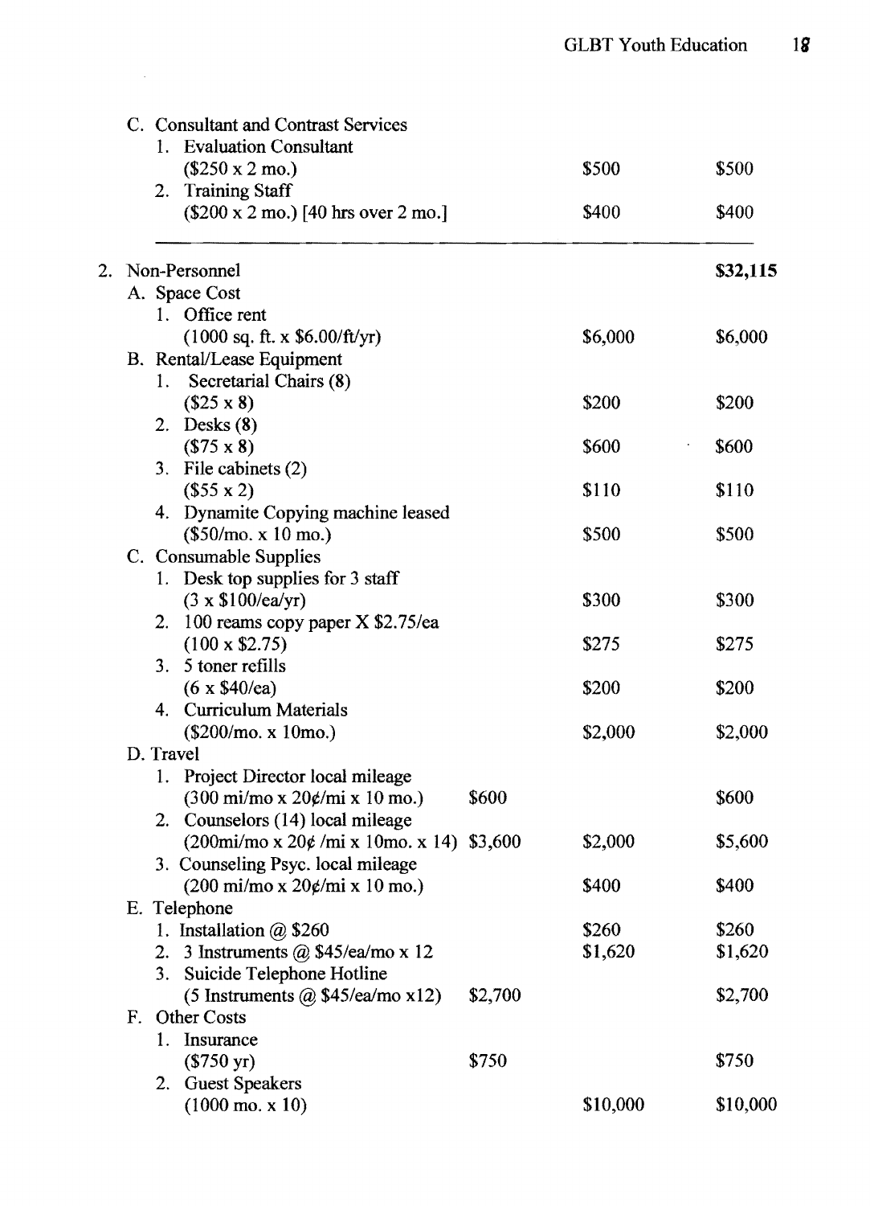| | | | |
|---|---|---|---|
| C. Consultant and Contrast Services | | | |
| 1. Evaluation Consultant ($250 x 2 mo.) | | $500 | $500 |
| 2. Training Staff ($200 x 2 mo.) [40 hrs over 2 mo.] | | $400 | $400 |
| **2. Non-Personnel** | | | **$32,115** |
| A. Space Cost | | | |
| 1. Office rent (1000 sq. ft. x $6.00/ft/yr) | | $6,000 | $6,000 |
| B. Rental/Lease Equipment | | | |
| 1. Secretarial Chairs (8) ($25 x 8) | | $200 | $200 |
| 2. Desks (8) ($75 x 8) | | $600 | $600 |
| 3. File cabinets (2) ($55 x 2) | | $110 | $110 |
| 4. Dynamite Copying machine leased ($50/mo. x 10 mo.) | | $500 | $500 |
| C. Consumable Supplies | | | |
| 1. Desk top supplies for 3 staff (3 x $100/ea/yr) | | $300 | $300 |
| 2. 100 reams copy paper X $2.75/ea (100 x $2.75) | | $275 | $275 |
| 3. 5 toner refills (6 x $40/ea) | | $200 | $200 |
| 4. Curriculum Materials ($200/mo. x 10mo.) | | $2,000 | $2,000 |
| D. Travel | | | |
| 1. Project Director local mileage (300 mi/mo x 20¢/mi x 10 mo.) | $600 | | $600 |
| 2. Counselors (14) local mileage (200mi/mo x 20¢ /mi x 10mo. x 14) | $3,600 | $2,000 | $5,600 |
| 3. Counseling Psyc. local mileage (200 mi/mo x 20¢/mi x 10 mo.) | | $400 | $400 |
| E. Telephone | | | |
| 1. Installation @ $260 | | $260 | $260 |
| 2. 3 Instruments @ $45/ea/mo x 12 | | $1,620 | $1,620 |
| 3. Suicide Telephone Hotline (5 Instruments @ $45/ea/mo x12) | $2,700 | | $2,700 |
| F. Other Costs | | | |
| 1. Insurance ($750 yr) | $750 | | $750 |
| 2. Guest Speakers (1000 mo. x 10) | | $10,000 | $10,000 |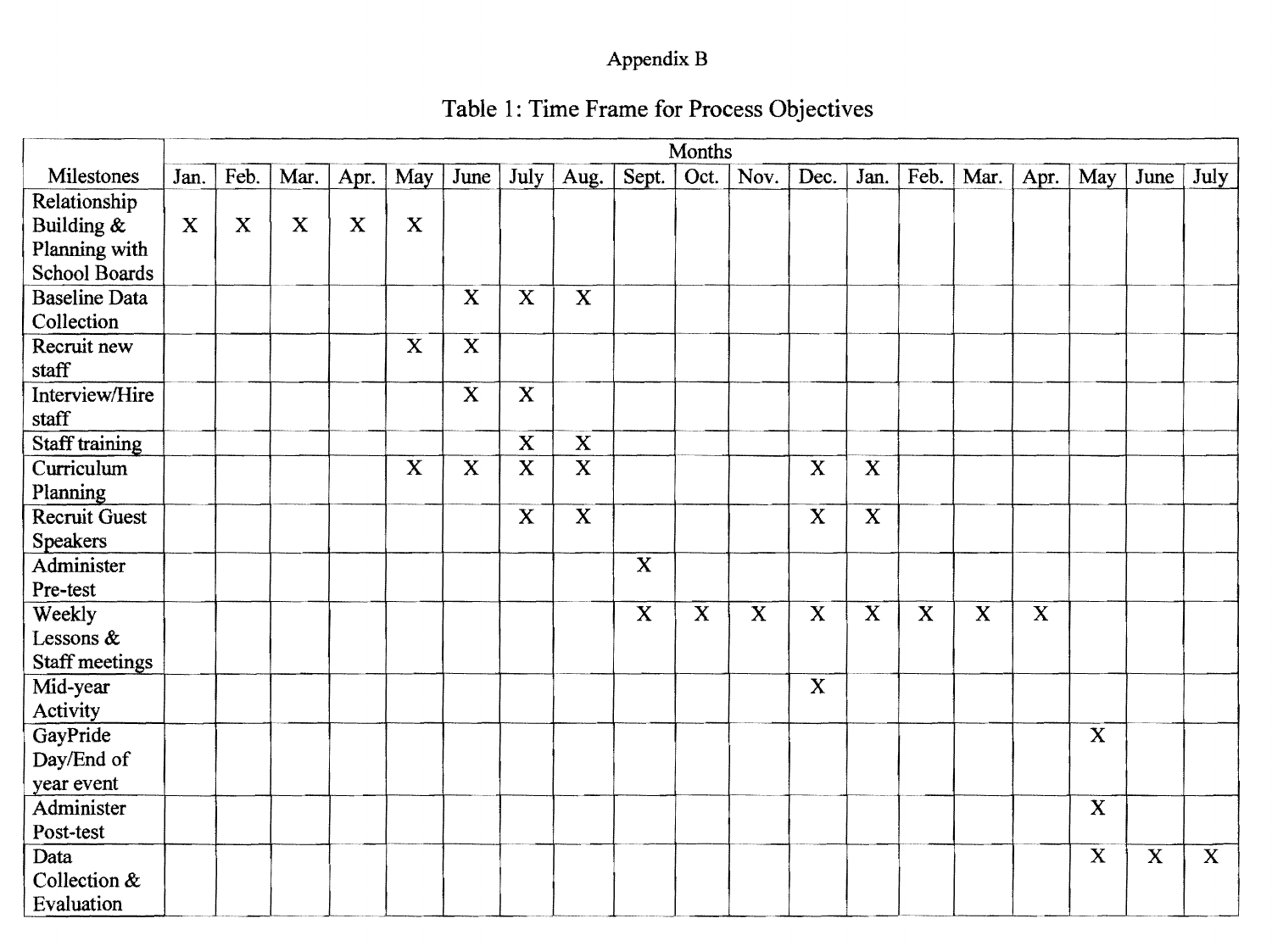Appendix B

Table 1: Time Frame for Process Objectives

| | Months | | | | | | | | | | | | | | | | | | |
|---|---|---|---|---|---|---|---|---|---|---|---|---|---|---|---|---|---|---|---|
| Milestones | Jan. | Feb. | Mar. | Apr. | May | June | July | Aug. | Sept. | Oct. | Nov. | Dec. | Jan. | Feb. | Mar. | Apr. | May | June | July |
| Relationship Building & Planning with School Boards | X | X | X | X | X | | | | | | | | | | | | | | |
| Baseline Data Collection | | | | | | X | X | X | | | | | | | | | | | |
| Recruit new staff | | | | | X | X | | | | | | | | | | | | | |
| Interview/Hire staff | | | | | | X | X | | | | | | | | | | | | |
| Staff training | | | | | | | X | X | | | | | | | | | | | |
| Curriculum Planning | | | | | X | X | X | X | | | | X | X | | | | | | |
| Recruit Guest Speakers | | | | | | | X | X | | | | X | X | | | | | | |
| Administer Pre-test | | | | | | | | | X | | | | | | | | | | |
| Weekly Lessons & Staff meetings | | | | | | | | | X | X | X | X | X | X | X | X | | | |
| Mid-year Activity | | | | | | | | | | | | X | | | | | | | |
| GayPride Day/End of year event | | | | | | | | | | | | | | | | | X | | |
| Administer Post-test | | | | | | | | | | | | | | | | | X | | |
| Data Collection & Evaluation | | | | | | | | | | | | | | | | | X | X | X |